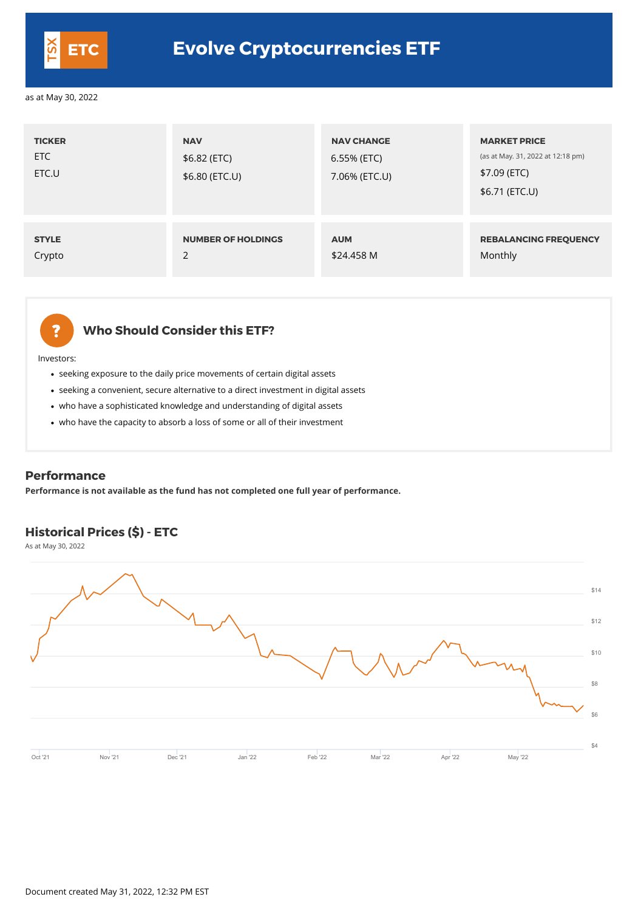TSX ETC

# Evolve Cryptocurrencies ETF

as at May 30, 2022

| TICKER | NAV | NAV CHANGE | MARKET PRICE (as at May. 31, 2022 at 12:18 pm) |
|---|---|---|---|
| ETC<br>ETC.U | $6.82 (ETC)<br>$6.80 (ETC.U) | 6.55% (ETC)<br>7.06% (ETC.U) | $7.09 (ETC)<br>$6.71 (ETC.U) |

| STYLE | NUMBER OF HOLDINGS | AUM | REBALANCING FREQUENCY |
|---|---|---|---|
| Crypto | 2 | $24.458 M | Monthly |

## Who Should Consider this ETF?

Investors:

- seeking exposure to the daily price movements of certain digital assets
- seeking a convenient, secure alternative to a direct investment in digital assets
- who have a sophisticated knowledge and understanding of digital assets
- who have the capacity to absorb a loss of some or all of their investment

## Performance

**Performance is not available as the fund has not completed one full year of performance.**

## Historical Prices ($) - ETC

As at May 30, 2022

Document created May 31, 2022, 12:32 PM EST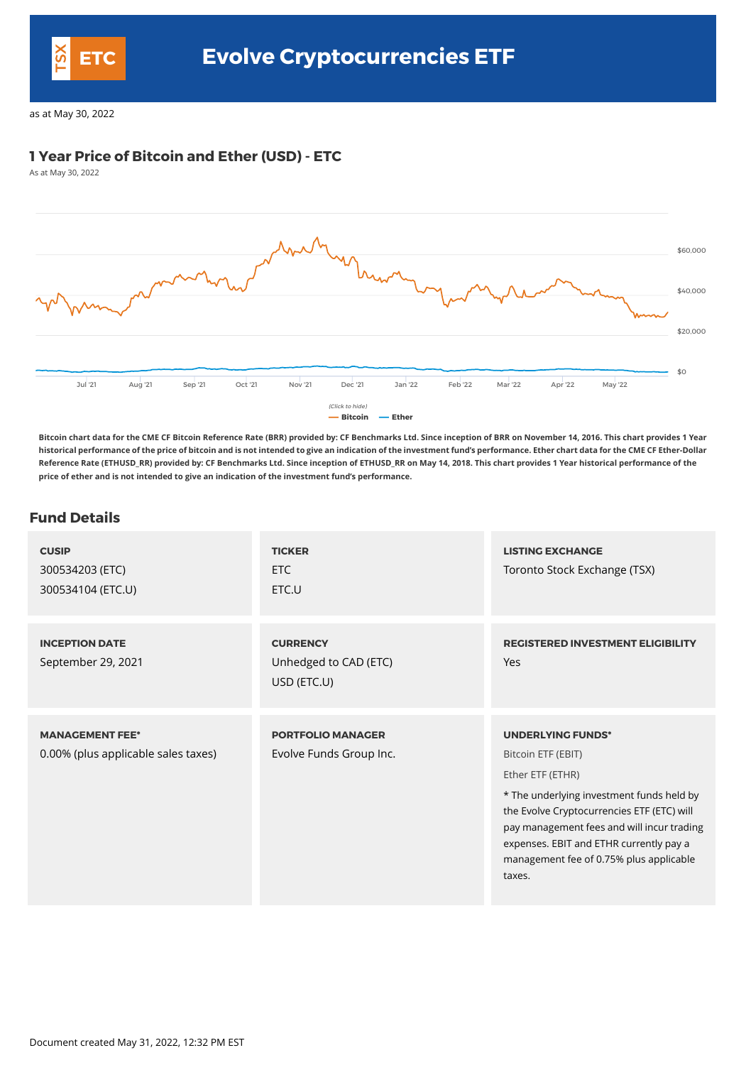# Evolve Cryptocurrencies ETF

TSX ETC

as at May 30, 2022

## 1 Year Price of Bitcoin and Ether (USD) - ETC

As at May 30, 2022

**Bitcoin chart data for the CME CF Bitcoin Reference Rate (BRR) provided by: CF Benchmarks Ltd. Since inception of BRR on November 14, 2016. This chart provides 1 Year historical performance of the price of bitcoin and is not intended to give an indication of the investment fund's performance. Ether chart data for the CME CF Ether-Dollar Reference Rate (ETHUSD_RR) provided by: CF Benchmarks Ltd. Since inception of ETHUSD_RR on May 14, 2018. This chart provides 1 Year historical performance of the price of ether and is not intended to give an indication of the investment fund's performance.**

## Fund Details

**CUSIP**
300534203 (ETC)
300534104 (ETC.U)

**TICKER**
ETC
ETC.U

**LISTING EXCHANGE**
Toronto Stock Exchange (TSX)

**INCEPTION DATE**
September 29, 2021

**CURRENCY**
Unhedged to CAD (ETC)
USD (ETC.U)

**REGISTERED INVESTMENT ELIGIBILITY**
Yes

**MANAGEMENT FEE***
0.00% (plus applicable sales taxes)

**PORTFOLIO MANAGER**
Evolve Funds Group Inc.

**UNDERLYING FUNDS***
Bitcoin ETF (EBIT)
Ether ETF (ETHR)

* The underlying investment funds held by the Evolve Cryptocurrencies ETF (ETC) will pay management fees and will incur trading expenses. EBIT and ETHR currently pay a management fee of 0.75% plus applicable taxes.

Document created May 31, 2022, 12:32 PM EST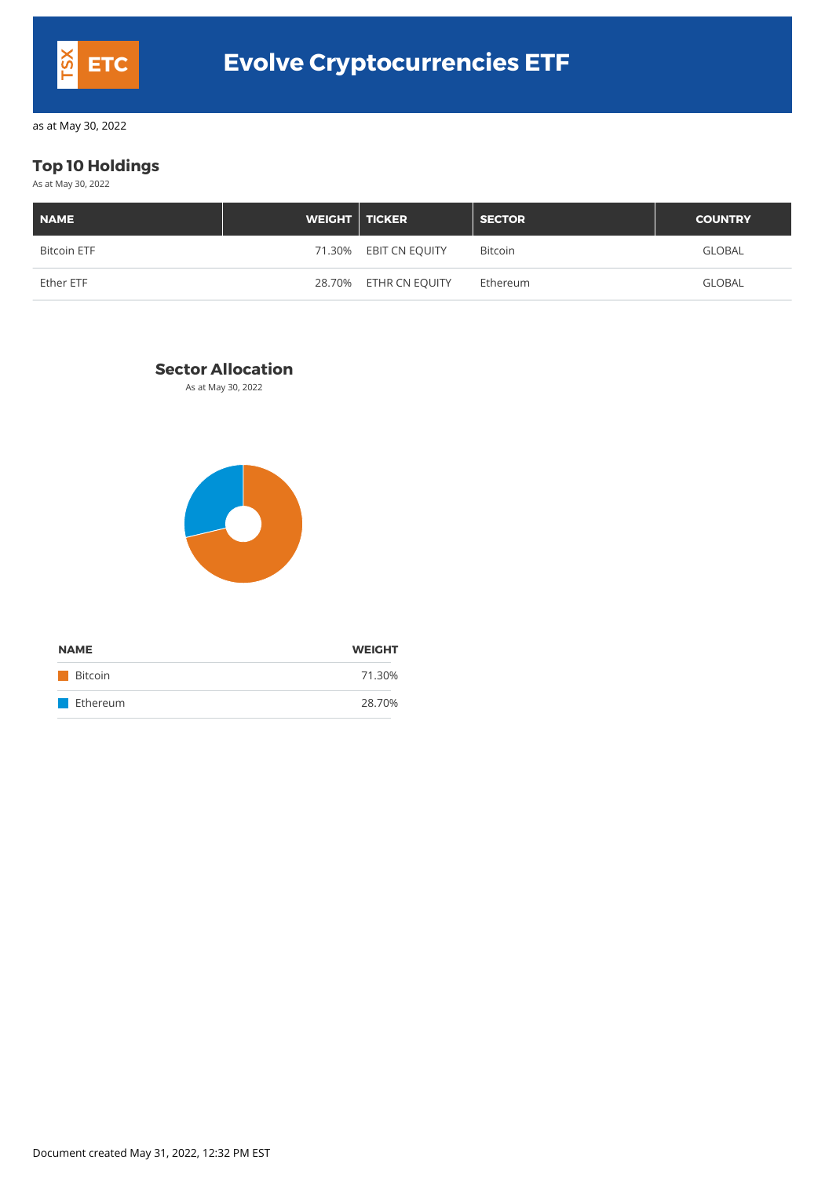# TSX ETC Evolve Cryptocurrencies ETF

as at May 30, 2022

## Top 10 Holdings

As at May 30, 2022

| NAME | WEIGHT | TICKER | SECTOR | COUNTRY |
|---|---|---|---|---|
| Bitcoin ETF | 71.30% | EBIT CN EQUITY | Bitcoin | GLOBAL |
| Ether ETF | 28.70% | ETHR CN EQUITY | Ethereum | GLOBAL |

## Sector Allocation

As at May 30, 2022

| NAME | WEIGHT |
|---|---|
| Bitcoin | 71.30% |
| Ethereum | 28.70% |

Document created May 31, 2022, 12:32 PM EST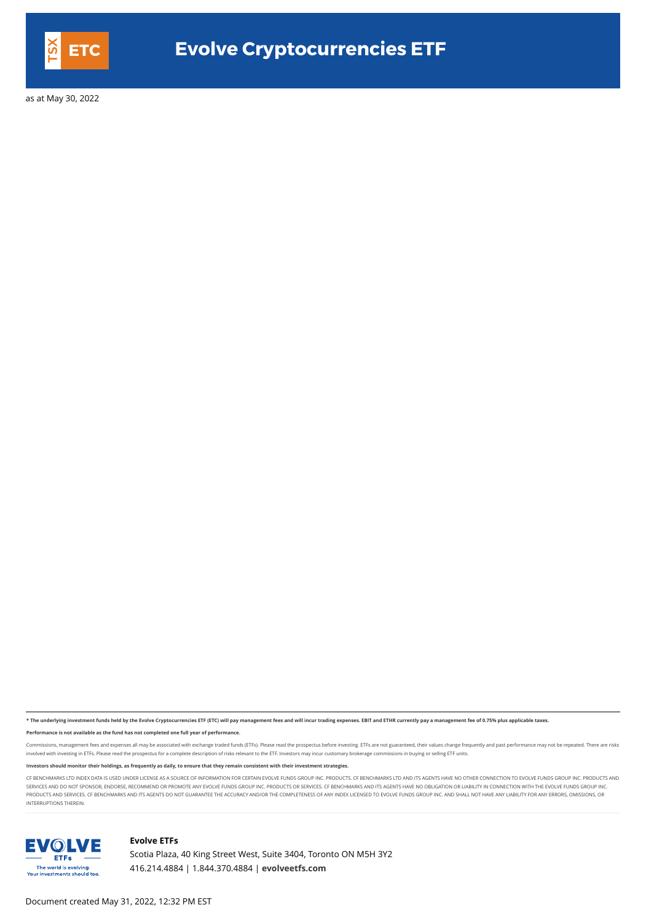# Evolve Cryptocurrencies ETF

TSX ETC

as at May 30, 2022

**\* The underlying investment funds held by the Evolve Cryptocurrencies ETF (ETC) will pay management fees and will incur trading expenses. EBIT and ETHR currently pay a management fee of 0.75% plus applicable taxes.**

**Performance is not available as the fund has not completed one full year of performance.**

Commissions, management fees and expenses all may be associated with exchange traded funds (ETFs). Please read the prospectus before investing. ETFs are not guaranteed, their values change frequently and past performance may not be repeated. There are risks involved with investing in ETFs. Please read the prospectus for a complete description of risks relevant to the ETF. Investors may incur customary brokerage commissions in buying or selling ETF units.

**Investors should monitor their holdings, as frequently as daily, to ensure that they remain consistent with their investment strategies.**

CF BENCHMARKS LTD INDEX DATA IS USED UNDER LICENSE AS A SOURCE OF INFORMATION FOR CERTAIN EVOLVE FUNDS GROUP INC. PRODUCTS. CF BENCHMARKS LTD AND ITS AGENTS HAVE NO OTHER CONNECTION TO EVOLVE FUNDS GROUP INC. PRODUCTS AND SERVICES AND DO NOT SPONSOR, ENDORSE, RECOMMEND OR PROMOTE ANY EVOLVE FUNDS GROUP INC. PRODUCTS OR SERVICES. CF BENCHMARKS AND ITS AGENTS HAVE NO OBLIGATION OR LIABILITY IN CONNECTION WITH THE EVOLVE FUNDS GROUP INC. PRODUCTS AND SERVICES. CF BENCHMARKS AND ITS AGENTS DO NOT GUARANTEE THE ACCURACY AND/OR THE COMPLETENESS OF ANY INDEX LICENSED TO EVOLVE FUNDS GROUP INC. AND SHALL NOT HAVE ANY LIABILITY FOR ANY ERRORS, OMISSIONS, OR INTERRUPTIONS THEREIN.

EVOLVE ETFs
The world is evolving. Your investments should too.

**Evolve ETFs**
Scotia Plaza, 40 King Street West, Suite 3404, Toronto ON M5H 3Y2
416.214.4884 | 1.844.370.4884 | **evolveetfs.com**

Document created May 31, 2022, 12:32 PM EST